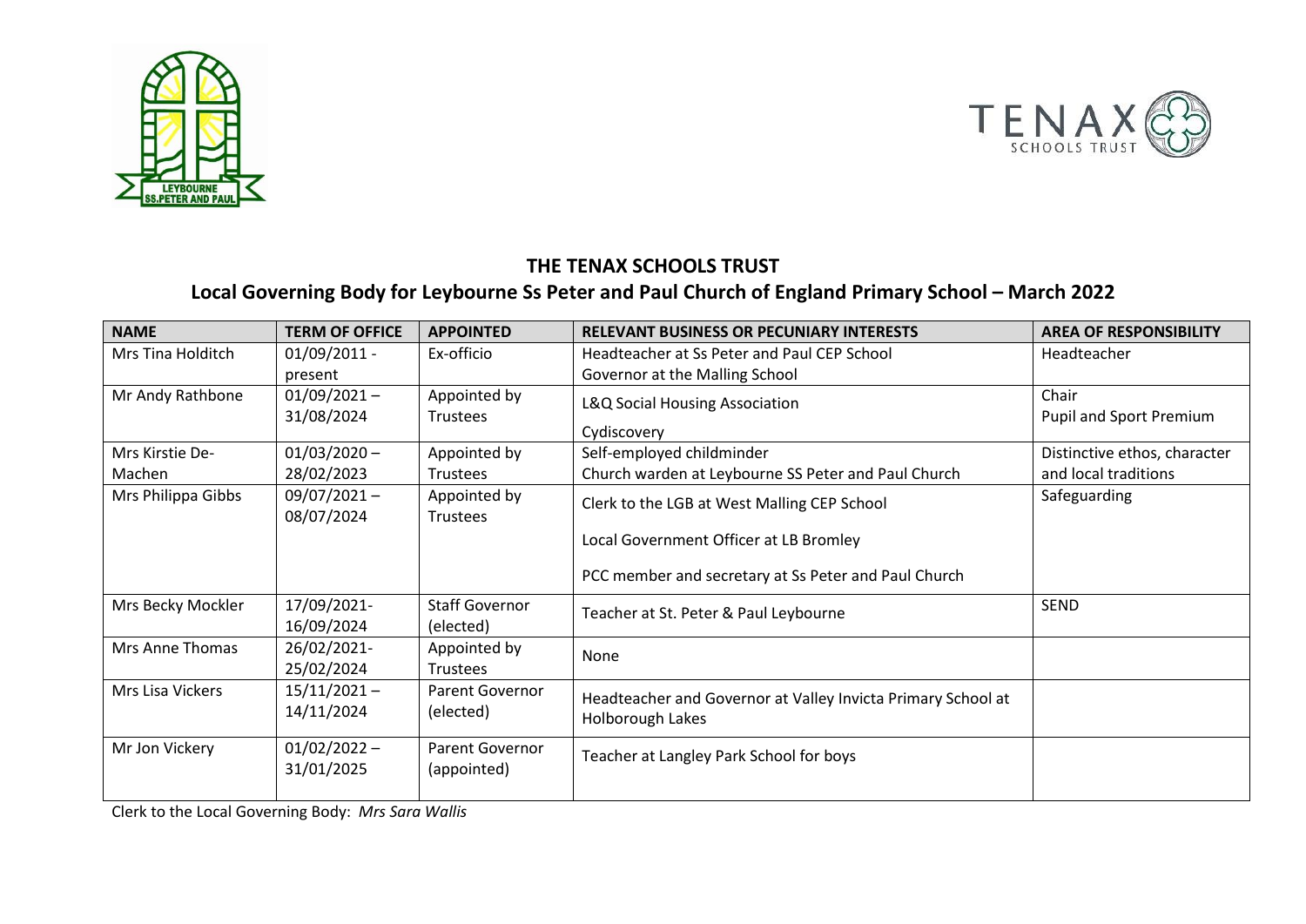## THE TENAX SCHOOLS TRUST

## Local Governing Body for Leybourne Ss Peter and Paul Church of England Primary School – March 2022

| NAME | TERM OF OFFICE | APPOINTED | RELEVANT BUSINESS OR PECUNIARY INTERESTS | AREA OF RESPONSIBILITY |
|---|---|---|---|---|
| Mrs Tina Holditch | 01/09/2011 - present | Ex-officio | Headteacher at Ss Peter and Paul CEP School<br>Governor at the Malling School | Headteacher |
| Mr Andy Rathbone | 01/09/2021 – 31/08/2024 | Appointed by Trustees | L&Q Social Housing Association<br>Cydiscovery | Chair<br>Pupil and Sport Premium |
| Mrs Kirstie De-Machen | 01/03/2020 – 28/02/2023 | Appointed by Trustees | Self-employed childminder<br>Church warden at Leybourne SS Peter and Paul Church | Distinctive ethos, character and local traditions |
| Mrs Philippa Gibbs | 09/07/2021 – 08/07/2024 | Appointed by Trustees | Clerk to the LGB at West Malling CEP School<br>Local Government Officer at LB Bromley<br>PCC member and secretary at Ss Peter and Paul Church | Safeguarding |
| Mrs Becky Mockler | 17/09/2021- 16/09/2024 | Staff Governor (elected) | Teacher at St. Peter & Paul Leybourne | SEND |
| Mrs Anne Thomas | 26/02/2021- 25/02/2024 | Appointed by Trustees | None | |
| Mrs Lisa Vickers | 15/11/2021 – 14/11/2024 | Parent Governor (elected) | Headteacher and Governor at Valley Invicta Primary School at Holborough Lakes | |
| Mr Jon Vickery | 01/02/2022 – 31/01/2025 | Parent Governor (appointed) | Teacher at Langley Park School for boys | |

Clerk to the Local Governing Body: *Mrs Sara Wallis*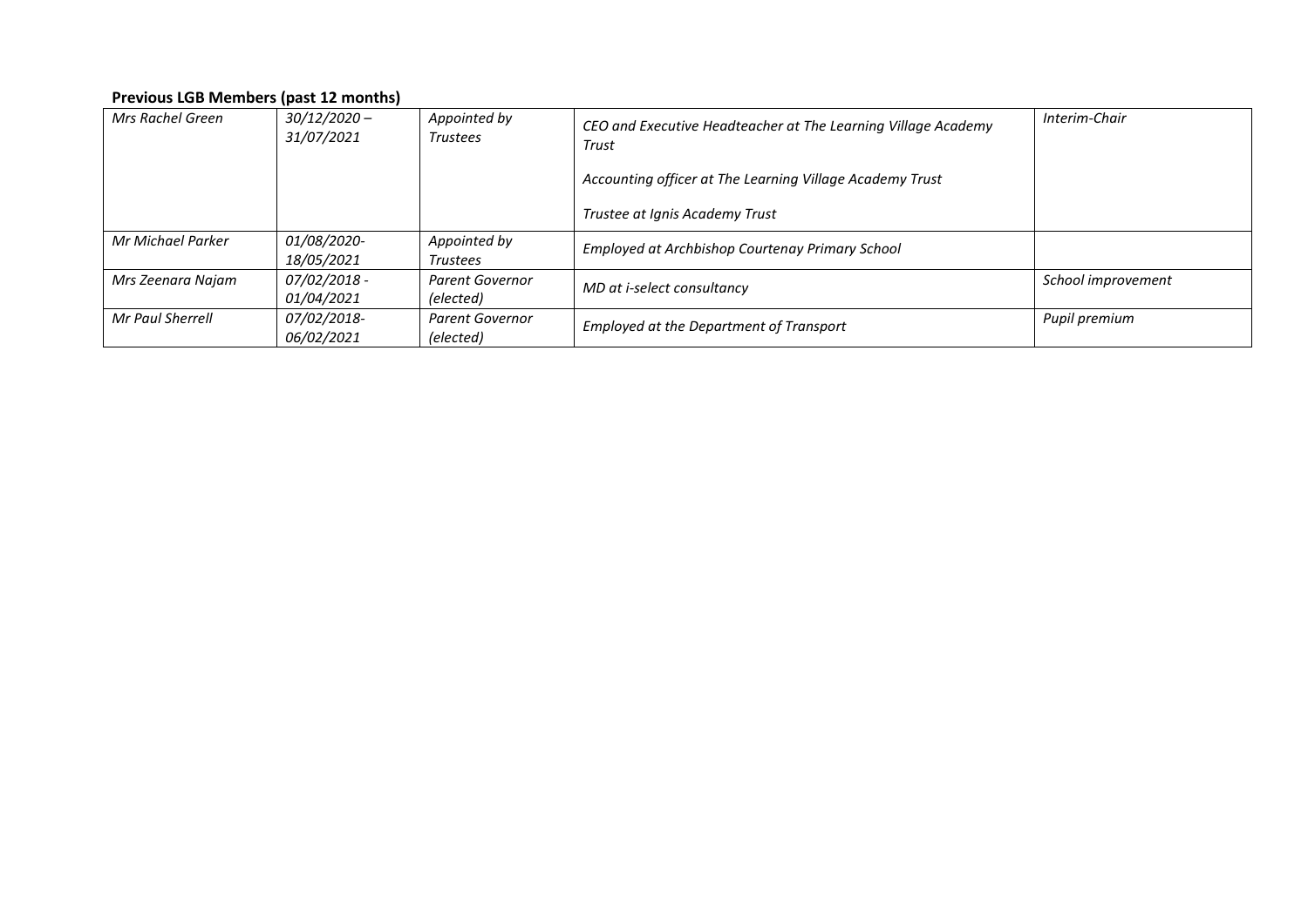**Previous LGB Members (past 12 months)**

| | | | | |
|---|---|---|---|---|
| *Mrs Rachel Green* | *30/12/2020 – 31/07/2021* | *Appointed by Trustees* | *CEO and Executive Headteacher at The Learning Village Academy Trust*<br><br>*Accounting officer at The Learning Village Academy Trust*<br><br>*Trustee at Ignis Academy Trust* | *Interim-Chair* |
| *Mr Michael Parker* | *01/08/2020-18/05/2021* | *Appointed by Trustees* | *Employed at Archbishop Courtenay Primary School* | |
| *Mrs Zeenara Najam* | *07/02/2018 - 01/04/2021* | *Parent Governor (elected)* | *MD at i-select consultancy* | *School improvement* |
| *Mr Paul Sherrell* | *07/02/2018-06/02/2021* | *Parent Governor (elected)* | *Employed at the Department of Transport* | *Pupil premium* |